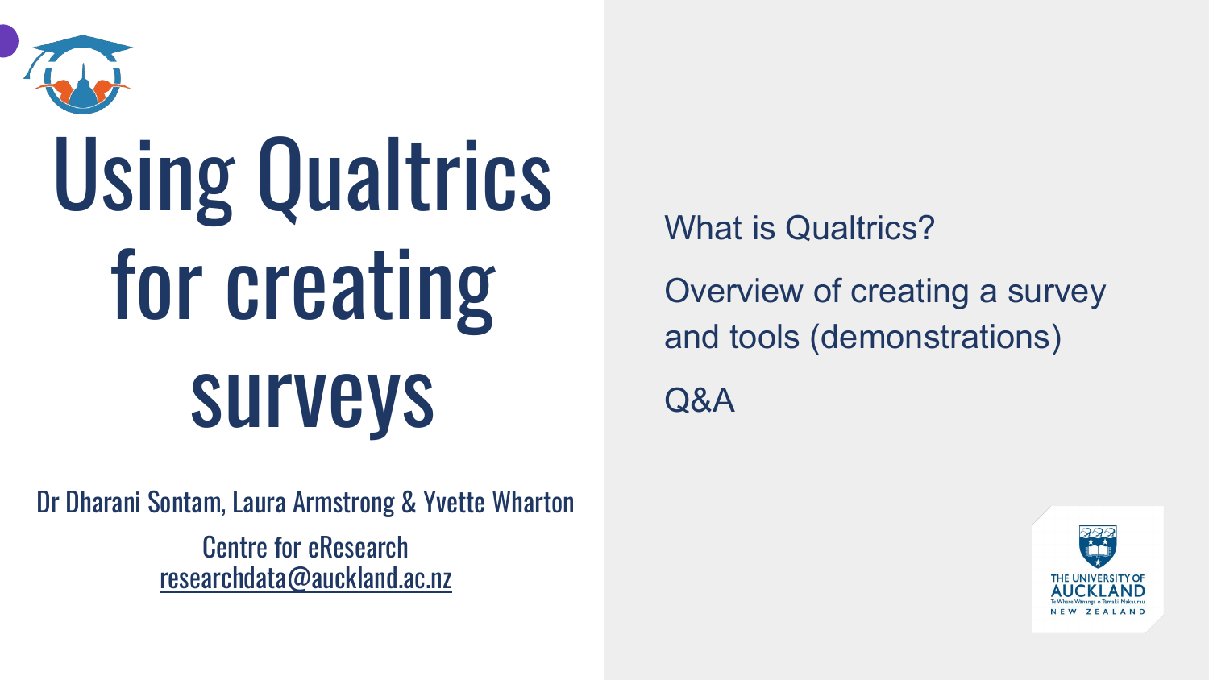# Using Qualtrics for creating surveys

Dr Dharani Sontam, Laura Armstrong & Yvette Wharton

Centre for eResearch
researchdata@auckland.ac.nz

What is Qualtrics?

Overview of creating a survey and tools (demonstrations)

Q&A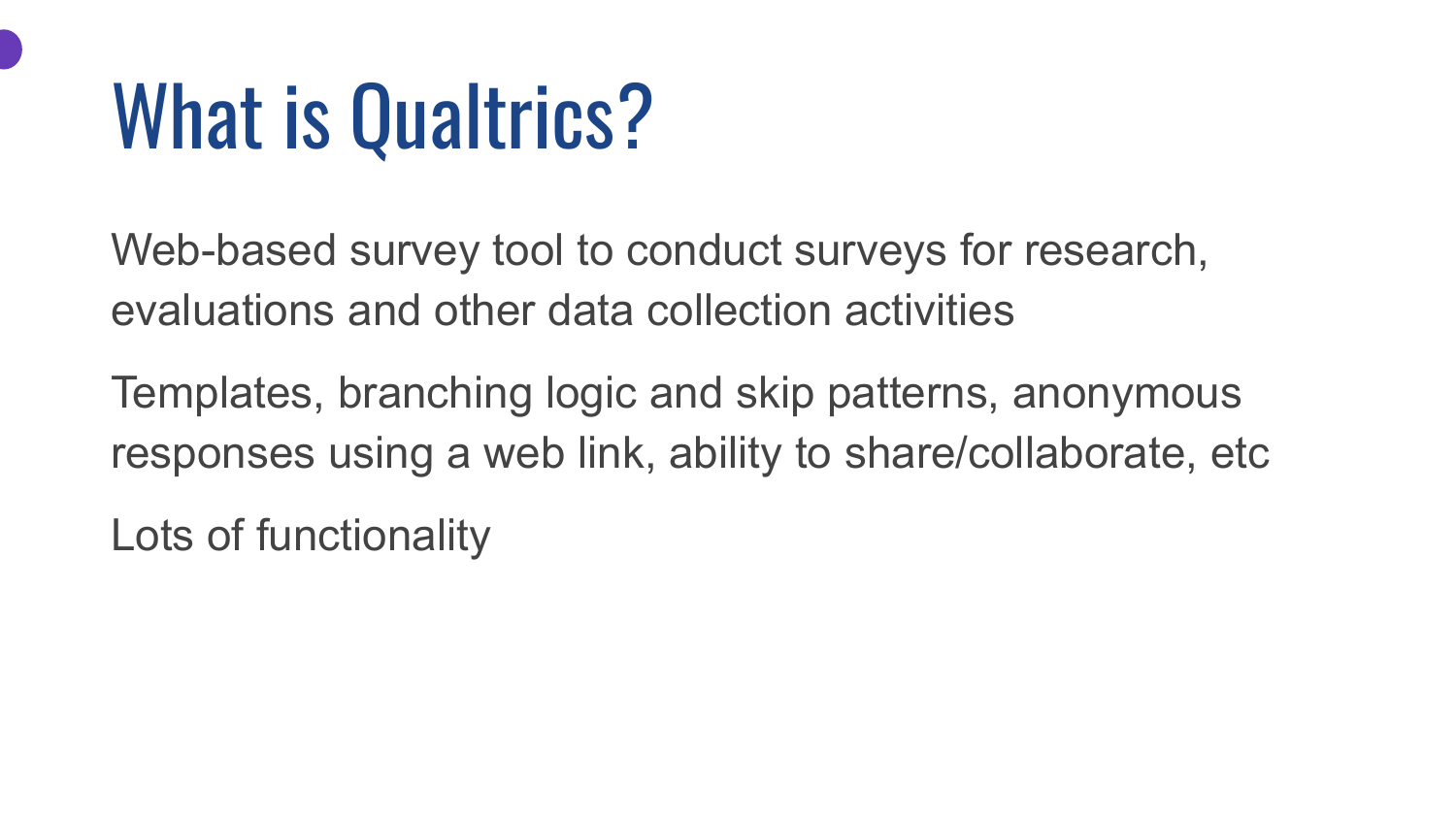# What is Qualtrics?

Web-based survey tool to conduct surveys for research, evaluations and other data collection activities

Templates, branching logic and skip patterns, anonymous responses using a web link, ability to share/collaborate, etc

Lots of functionality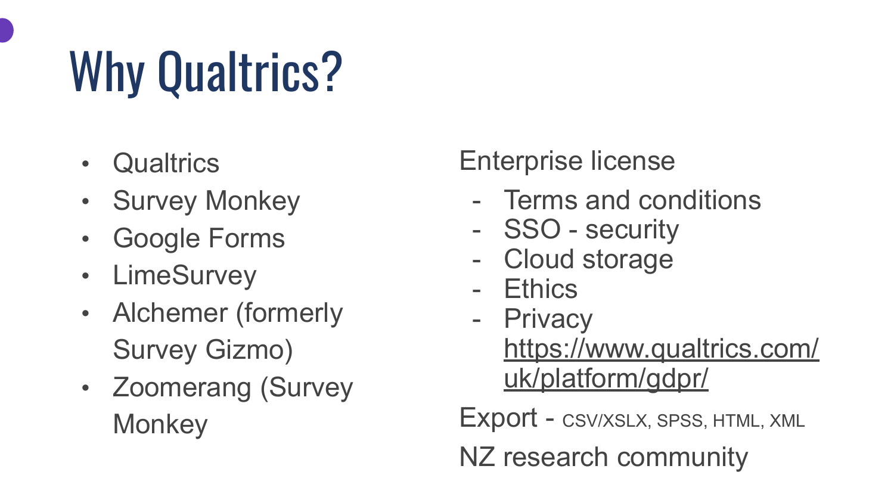# Why Qualtrics?

- Qualtrics
- Survey Monkey
- Google Forms
- LimeSurvey
- Alchemer (formerly Survey Gizmo)
- Zoomerang (Survey Monkey

Enterprise license

- Terms and conditions
- SSO - security
- Cloud storage
- Ethics
- Privacy https://www.qualtrics.com/uk/platform/gdpr/

Export - CSV/XSLX, SPSS, HTML, XML

NZ research community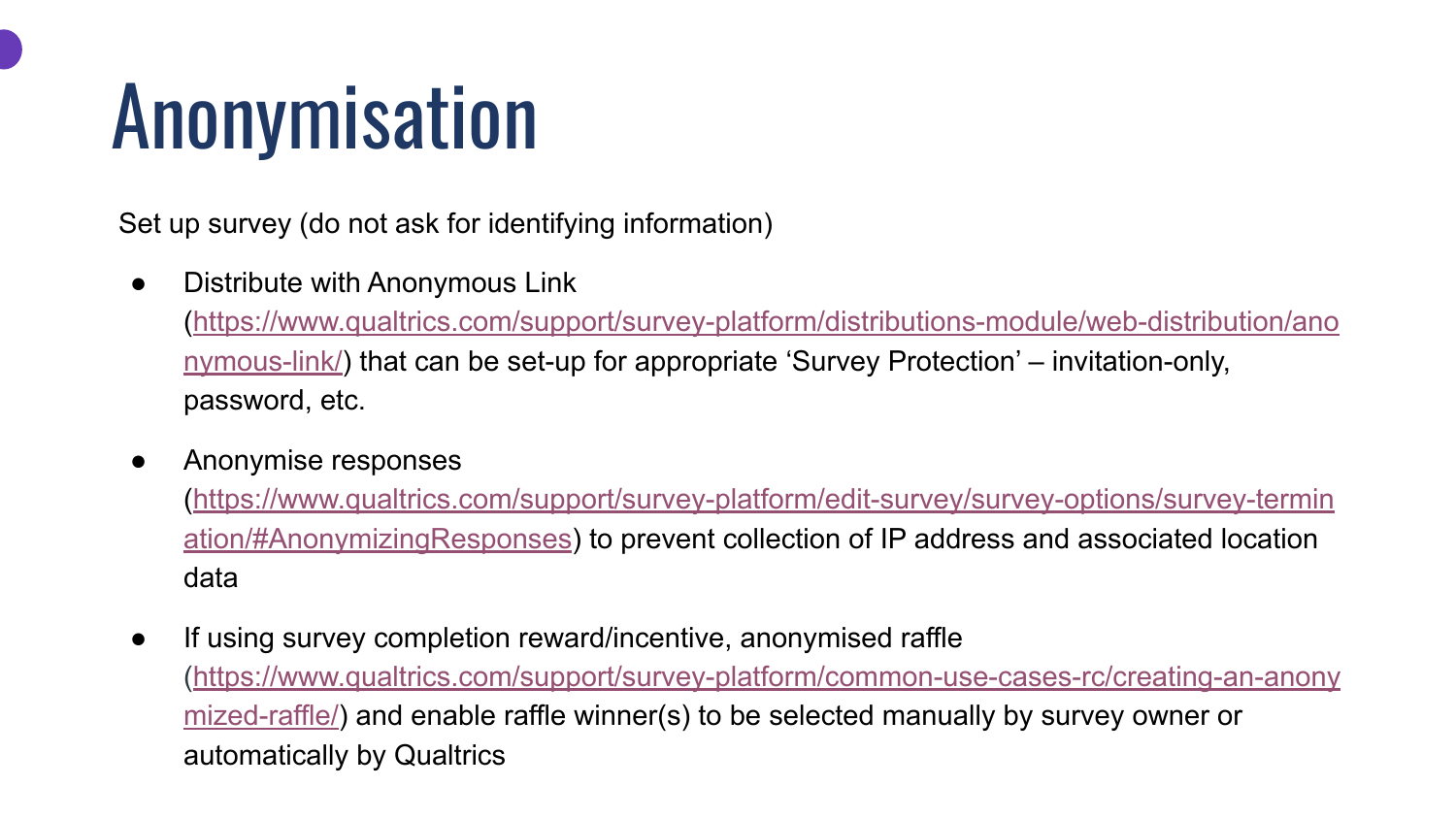# Anonymisation

Set up survey (do not ask for identifying information)

- Distribute with Anonymous Link (https://www.qualtrics.com/support/survey-platform/distributions-module/web-distribution/anonymous-link/) that can be set-up for appropriate 'Survey Protection' – invitation-only, password, etc.

- Anonymise responses (https://www.qualtrics.com/support/survey-platform/edit-survey/survey-options/survey-termination/#AnonymizingResponses) to prevent collection of IP address and associated location data

- If using survey completion reward/incentive, anonymised raffle (https://www.qualtrics.com/support/survey-platform/common-use-cases-rc/creating-an-anonymized-raffle/) and enable raffle winner(s) to be selected manually by survey owner or automatically by Qualtrics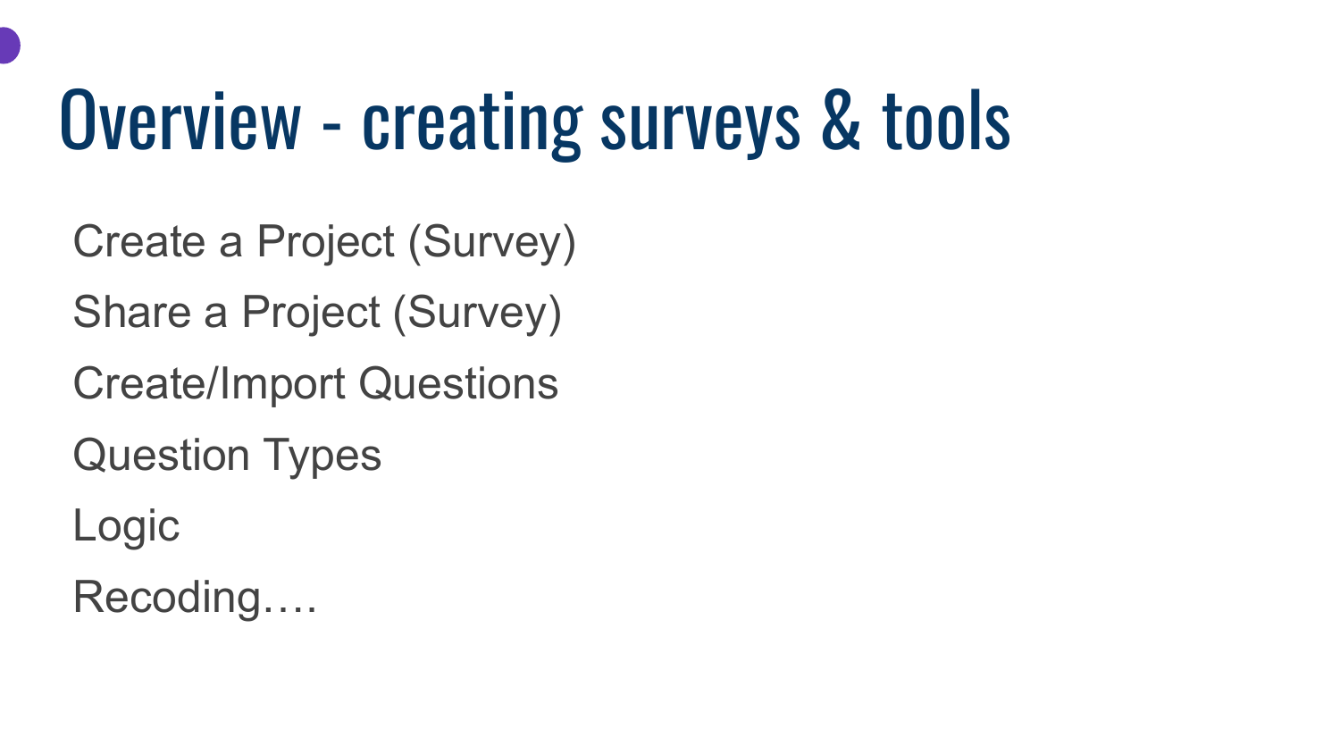# Overview - creating surveys & tools

Create a Project (Survey)

Share a Project (Survey)

Create/Import Questions

Question Types

Logic

Recoding….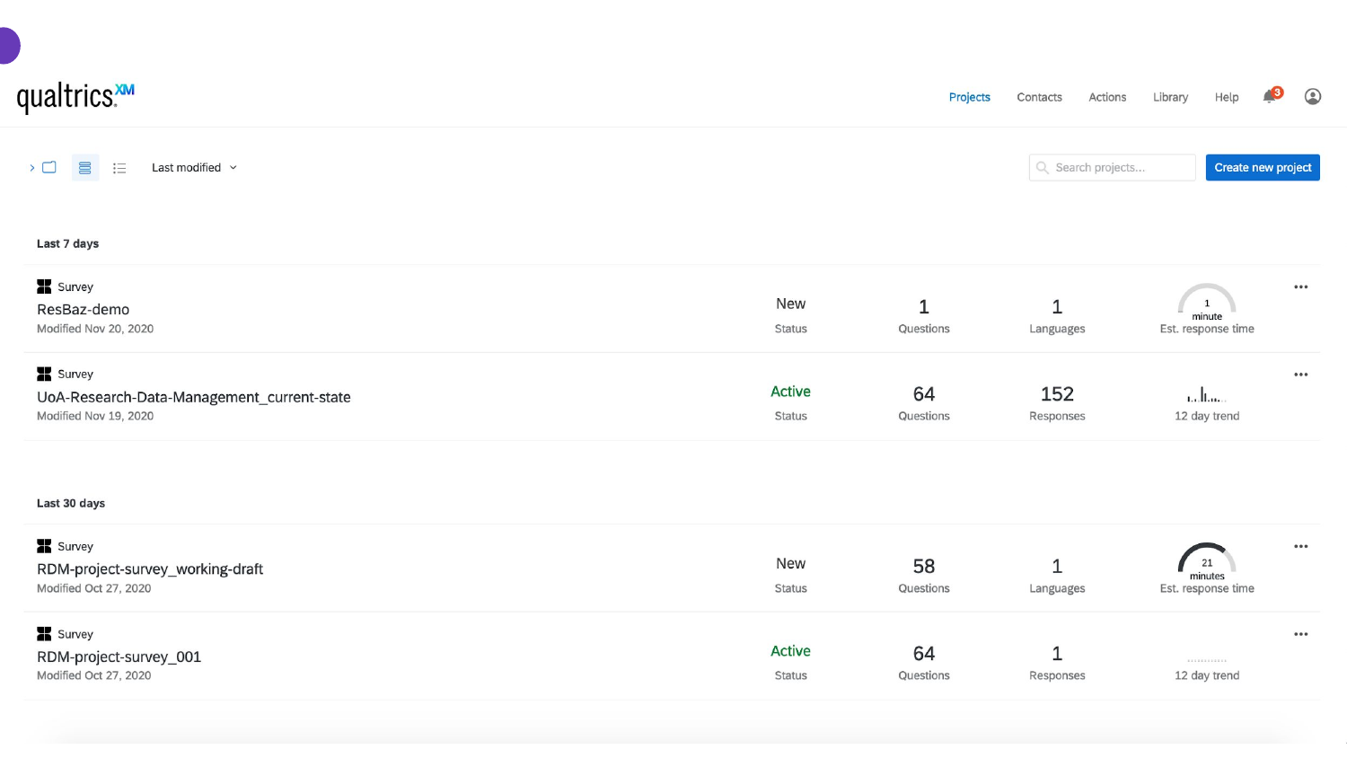qualtrics XM

Projects | Contacts | Actions | Library | Help

Last modified

Search projects...

Create new project

**Last 7 days**

| Project | Status | Questions | Languages / Responses | Est. response time / Trend |
|---|---|---|---|---|
| Survey<br>ResBaz-demo<br>Modified Nov 20, 2020 | New | 1 | 1 Languages | 1 minute Est. response time |
| Survey<br>UoA-Research-Data-Management_current-state<br>Modified Nov 19, 2020 | Active | 64 | 152 Responses | 12 day trend |

**Last 30 days**

| Project | Status | Questions | Languages / Responses | Est. response time / Trend |
|---|---|---|---|---|
| Survey<br>RDM-project-survey_working-draft<br>Modified Oct 27, 2020 | New | 58 | 1 Languages | 21 minutes Est. response time |
| Survey<br>RDM-project-survey_001<br>Modified Oct 27, 2020 | Active | 64 | 1 Responses | 12 day trend |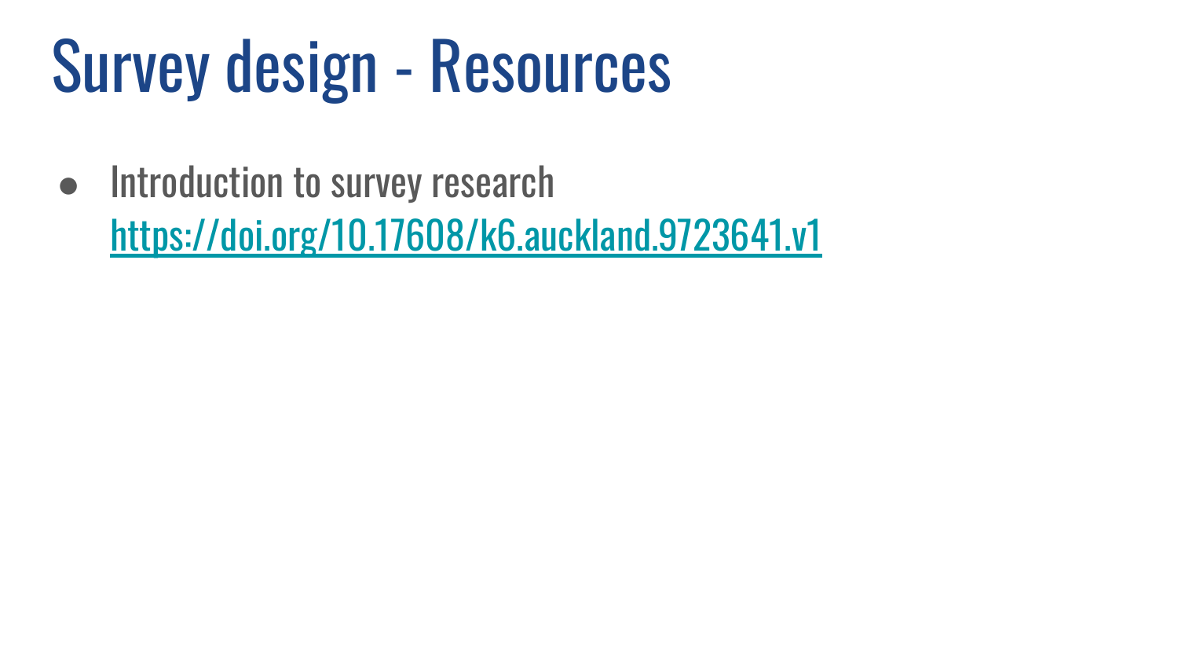# Survey design - Resources

- Introduction to survey research
  https://doi.org/10.17608/k6.auckland.9723641.v1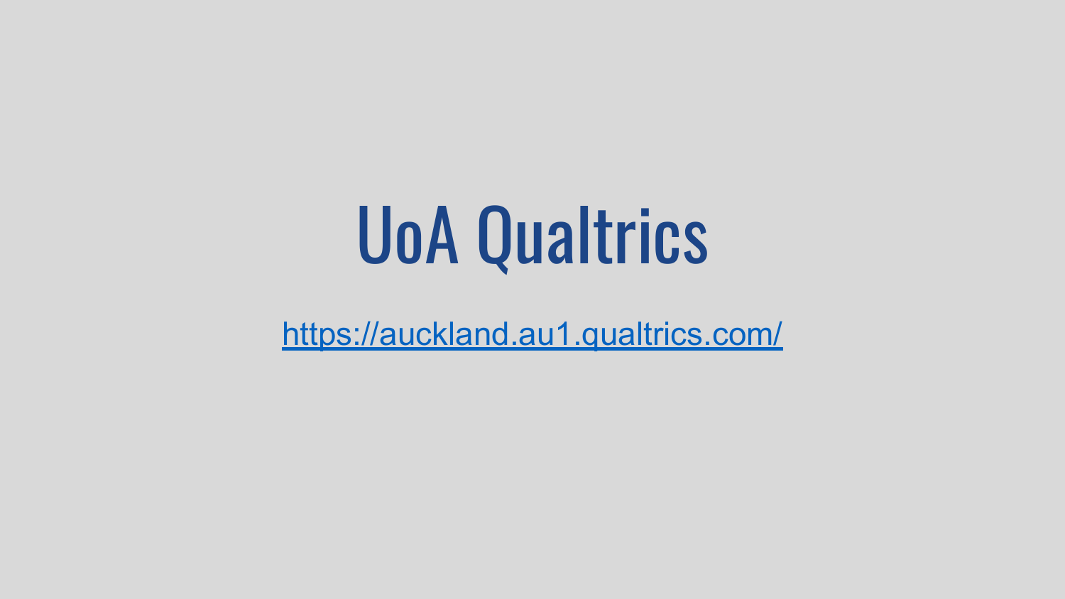# UoA Qualtrics

https://auckland.au1.qualtrics.com/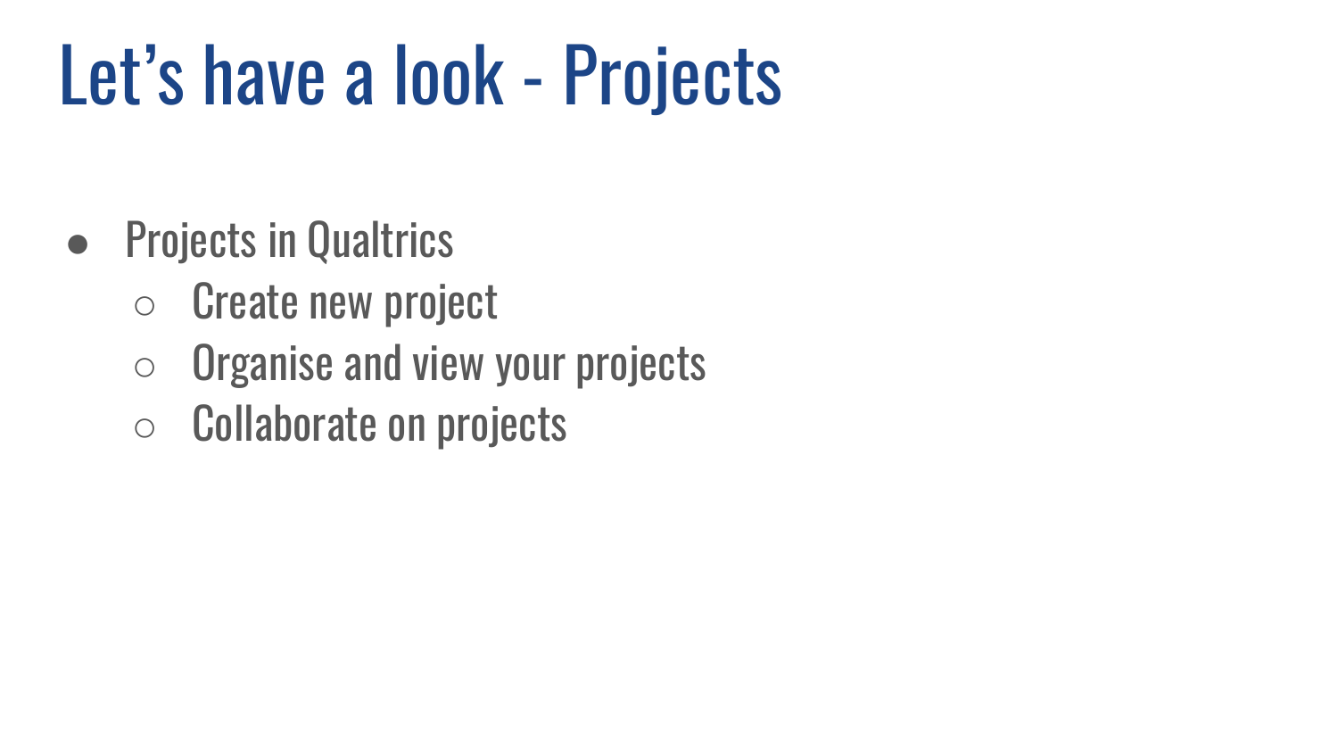# Let’s have a look - Projects

- Projects in Qualtrics
  - Create new project
  - Organise and view your projects
  - Collaborate on projects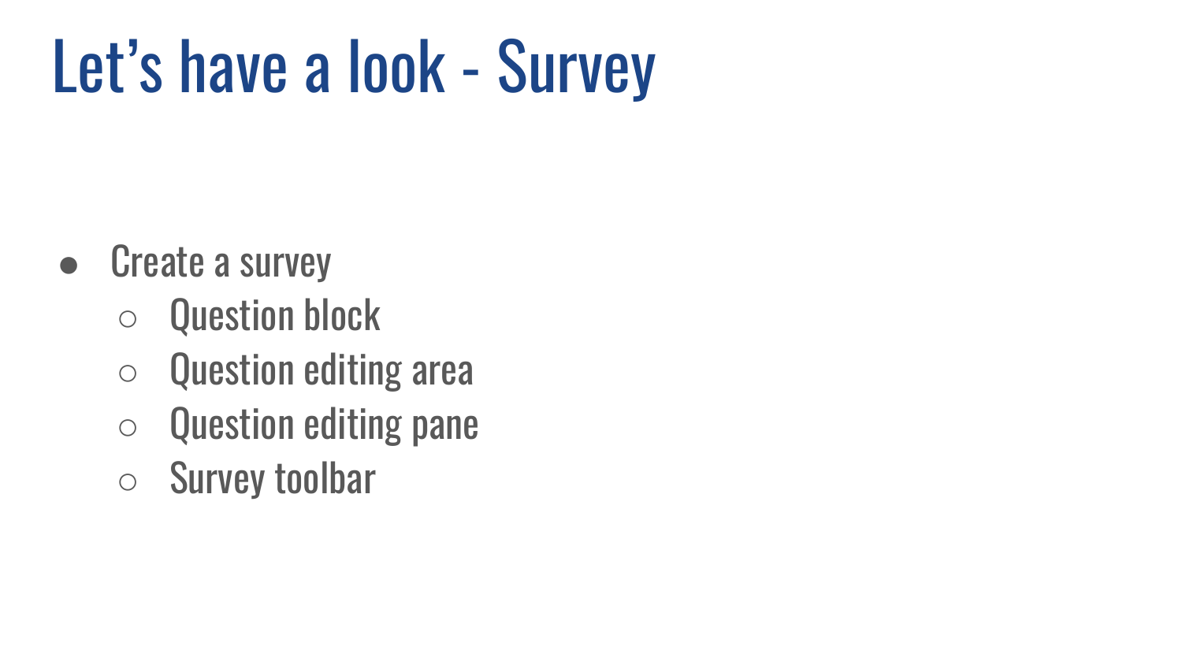# Let's have a look - Survey

- Create a survey
  - Question block
  - Question editing area
  - Question editing pane
  - Survey toolbar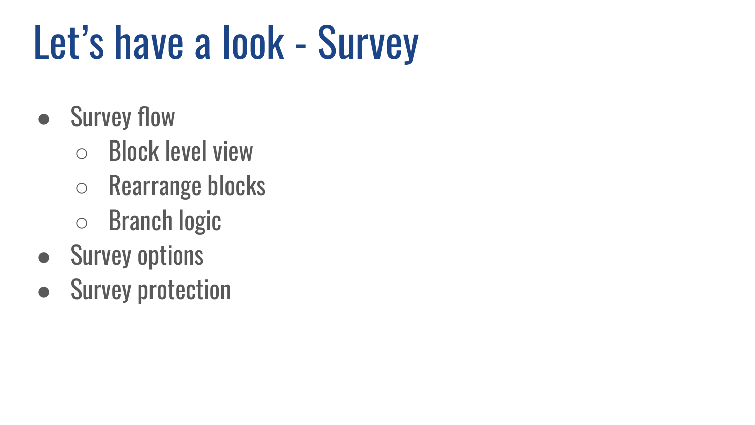# Let's have a look - Survey

- Survey flow
  - Block level view
  - Rearrange blocks
  - Branch logic
- Survey options
- Survey protection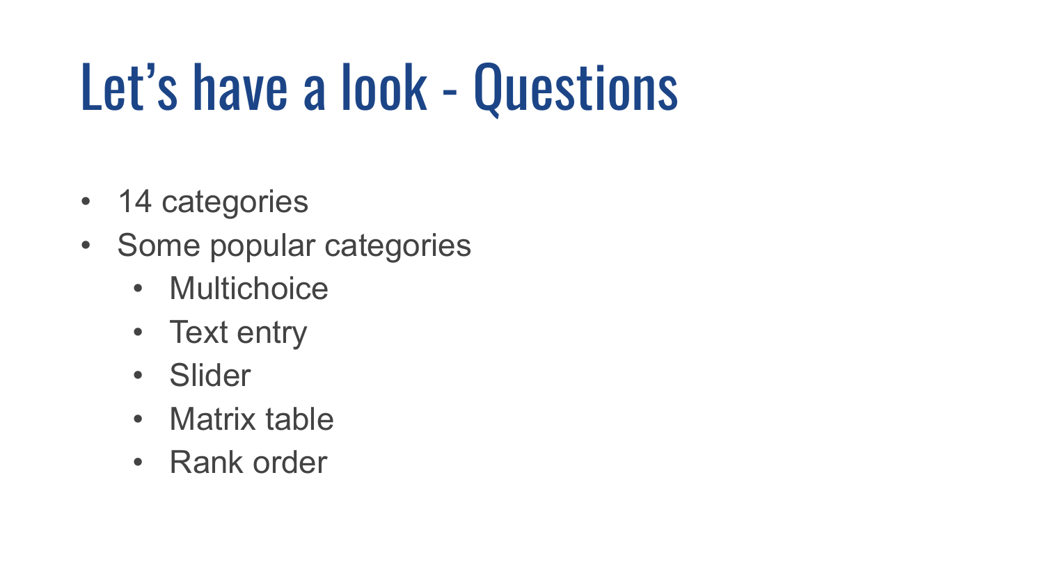# Let’s have a look - Questions

- 14 categories
- Some popular categories
  - Multichoice
  - Text entry
  - Slider
  - Matrix table
  - Rank order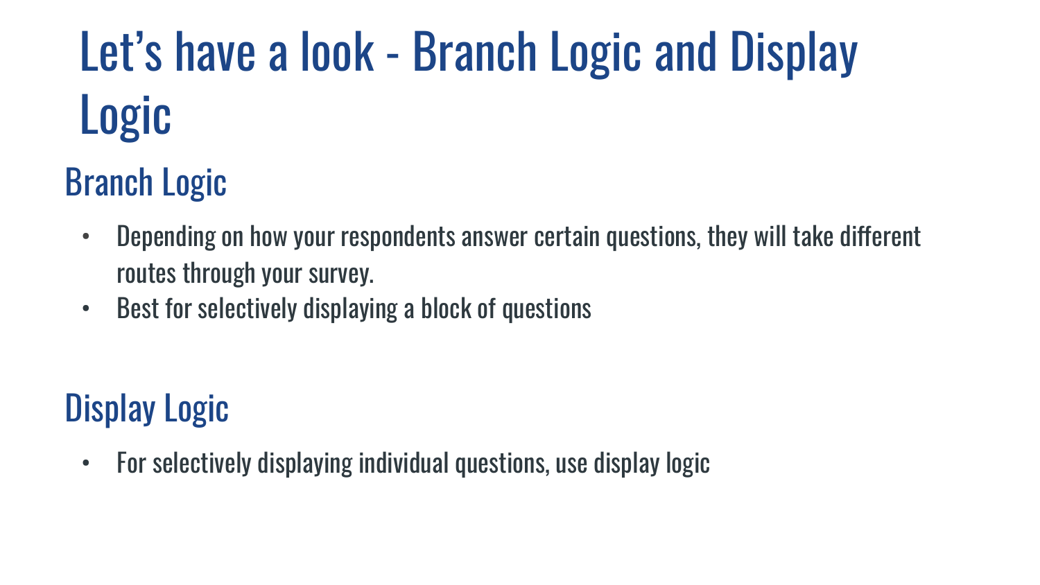# Let's have a look - Branch Logic and Display Logic

## Branch Logic

- Depending on how your respondents answer certain questions, they will take different routes through your survey.
- Best for selectively displaying a block of questions

## Display Logic

- For selectively displaying individual questions, use display logic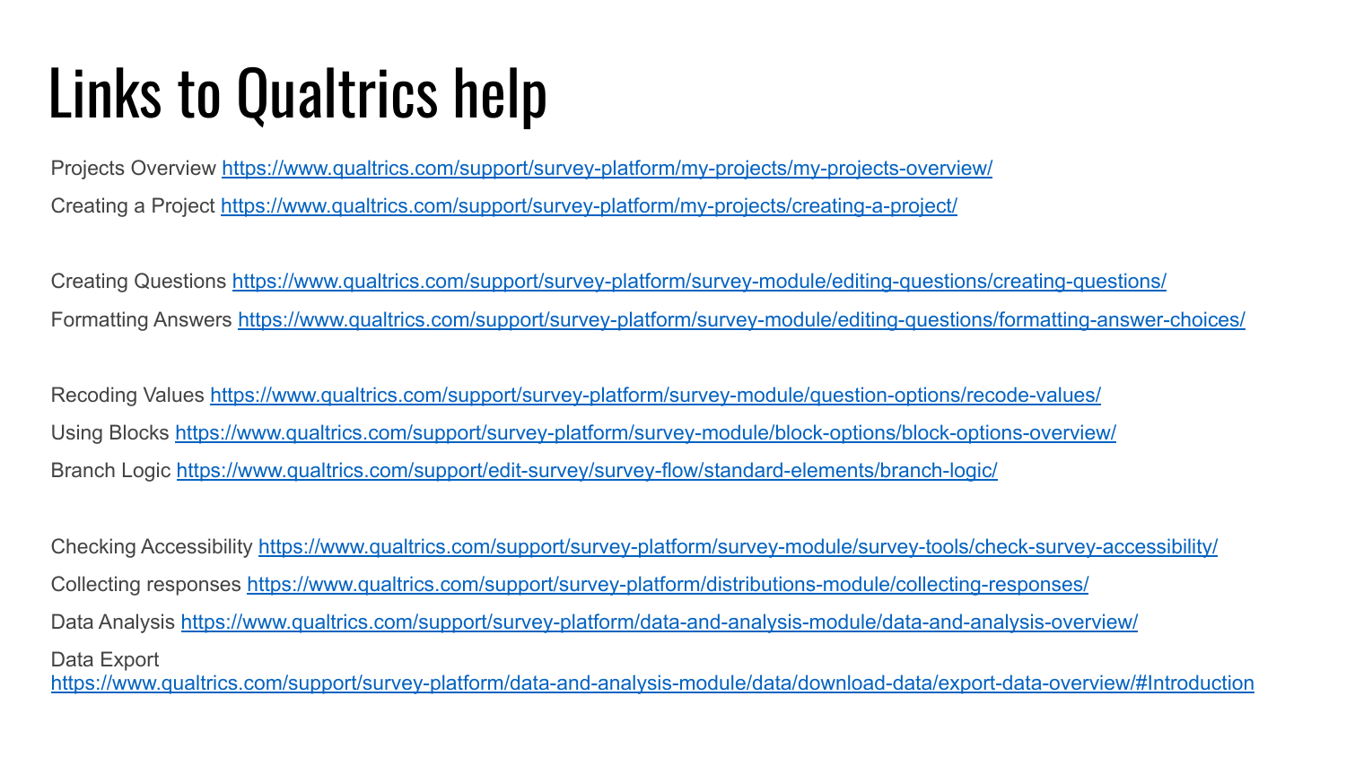# Links to Qualtrics help

Projects Overview https://www.qualtrics.com/support/survey-platform/my-projects/my-projects-overview/

Creating a Project https://www.qualtrics.com/support/survey-platform/my-projects/creating-a-project/

Creating Questions https://www.qualtrics.com/support/survey-platform/survey-module/editing-questions/creating-questions/

Formatting Answers https://www.qualtrics.com/support/survey-platform/survey-module/editing-questions/formatting-answer-choices/

Recoding Values https://www.qualtrics.com/support/survey-platform/survey-module/question-options/recode-values/

Using Blocks https://www.qualtrics.com/support/survey-platform/survey-module/block-options/block-options-overview/

Branch Logic https://www.qualtrics.com/support/edit-survey/survey-flow/standard-elements/branch-logic/

Checking Accessibility https://www.qualtrics.com/support/survey-platform/survey-module/survey-tools/check-survey-accessibility/

Collecting responses https://www.qualtrics.com/support/survey-platform/distributions-module/collecting-responses/

Data Analysis https://www.qualtrics.com/support/survey-platform/data-and-analysis-module/data-and-analysis-overview/

Data Export
https://www.qualtrics.com/support/survey-platform/data-and-analysis-module/data/download-data/export-data-overview/#Introduction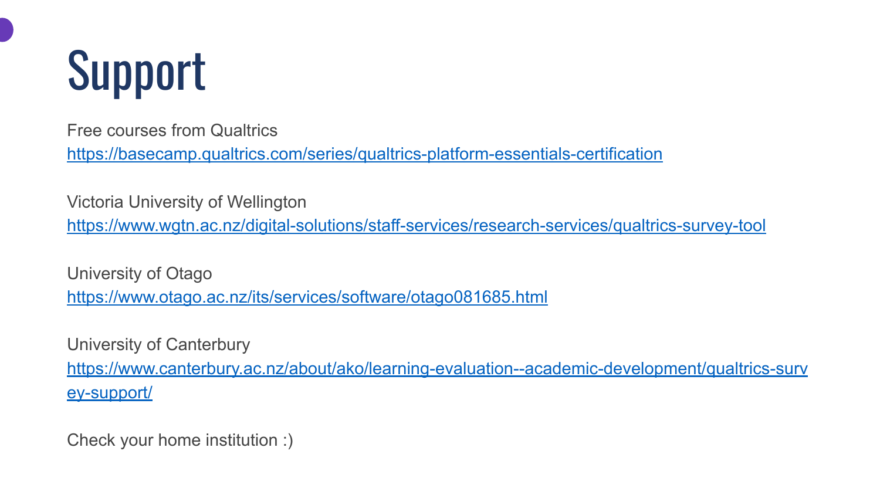# Support

Free courses from Qualtrics
https://basecamp.qualtrics.com/series/qualtrics-platform-essentials-certification

Victoria University of Wellington
https://www.wgtn.ac.nz/digital-solutions/staff-services/research-services/qualtrics-survey-tool

University of Otago
https://www.otago.ac.nz/its/services/software/otago081685.html

University of Canterbury
https://www.canterbury.ac.nz/about/ako/learning-evaluation--academic-development/qualtrics-survey-support/

Check your home institution :)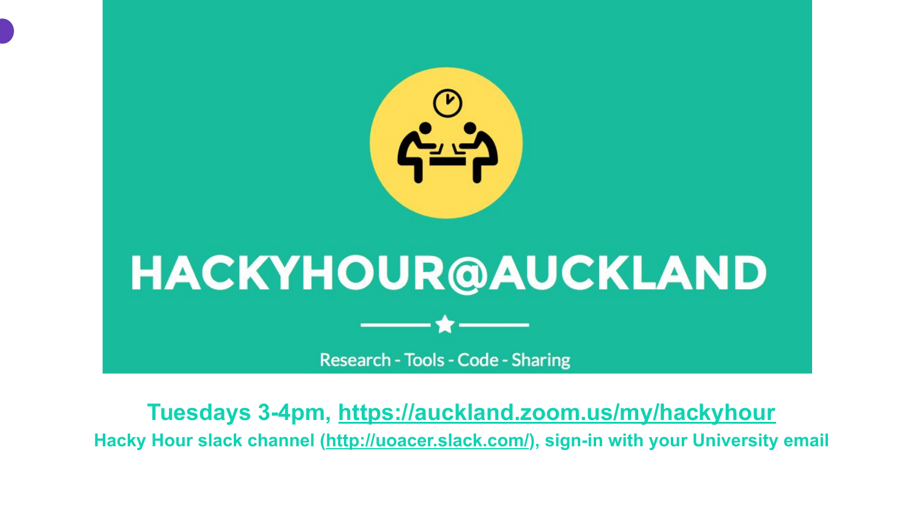# HACKYHOUR@AUCKLAND

Research - Tools - Code - Sharing

**Tuesdays 3-4pm, [https://auckland.zoom.us/my/hackyhour](https://auckland.zoom.us/my/hackyhour)**

**Hacky Hour slack channel ([http://uoacer.slack.com/](http://uoacer.slack.com/)), sign-in with your University email**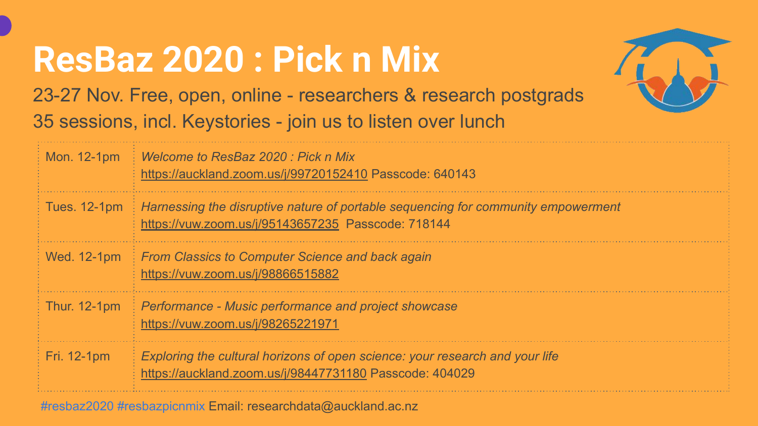# ResBaz 2020 : Pick n Mix

23-27 Nov. Free, open, online - researchers & research postgrads

35 sessions, incl. Keystories - join us to listen over lunch

| | |
|---|---|
| Mon. 12-1pm | *Welcome to ResBaz 2020 : Pick n Mix*<br>https://auckland.zoom.us/j/99720152410 Passcode: 640143 |
| Tues. 12-1pm | *Harnessing the disruptive nature of portable sequencing for community empowerment*<br>https://vuw.zoom.us/j/95143657235 Passcode: 718144 |
| Wed. 12-1pm | *From Classics to Computer Science and back again*<br>https://vuw.zoom.us/j/98866515882 |
| Thur. 12-1pm | *Performance - Music performance and project showcase*<br>https://vuw.zoom.us/j/98265221971 |
| Fri. 12-1pm | *Exploring the cultural horizons of open science: your research and your life*<br>https://auckland.zoom.us/j/98447731180 Passcode: 404029 |

#resbaz2020 #resbazpicnmix Email: researchdata@auckland.ac.nz